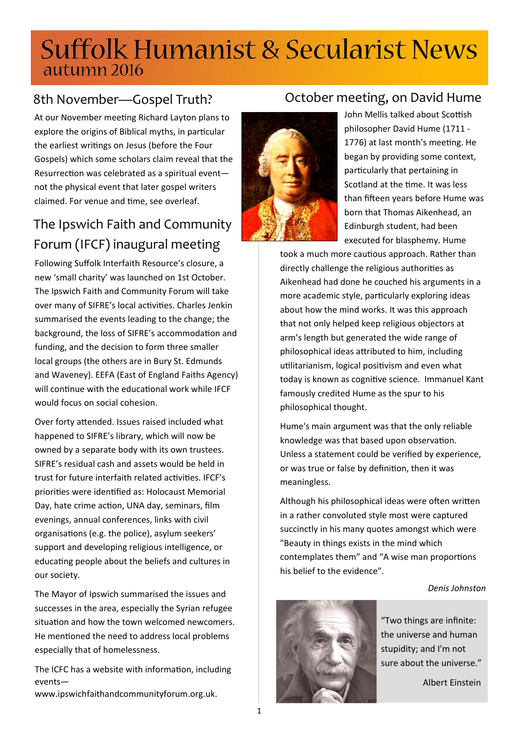# Suffolk Humanist & Secularist News

autumn 2016

## 8th November—Gospel Truth?

At our November meeting Richard Layton plans to explore the origins of Biblical myths, in particular the earliest writings on Jesus (before the Four Gospels) which some scholars claim reveal that the Resurrection was celebrated as a spiritual event—not the physical event that later gospel writers claimed. For venue and time, see overleaf.

## The Ipswich Faith and Community Forum (IFCF) inaugural meeting

Following Suffolk Interfaith Resource's closure, a new 'small charity' was launched on 1st October. The Ipswich Faith and Community Forum will take over many of SIFRE's local activities. Charles Jenkin summarised the events leading to the change; the background, the loss of SIFRE's accommodation and funding, and the decision to form three smaller local groups (the others are in Bury St. Edmunds and Waveney). EEFA (East of England Faiths Agency) will continue with the educational work while IFCF would focus on social cohesion.

Over forty attended. Issues raised included what happened to SIFRE's library, which will now be owned by a separate body with its own trustees. SIFRE's residual cash and assets would be held in trust for future interfaith related activities. IFCF's priorities were identified as: Holocaust Memorial Day, hate crime action, UNA day, seminars, film evenings, annual conferences, links with civil organisations (e.g. the police), asylum seekers' support and developing religious intelligence, or educating people about the beliefs and cultures in our society.

The Mayor of Ipswich summarised the issues and successes in the area, especially the Syrian refugee situation and how the town welcomed newcomers. He mentioned the need to address local problems especially that of homelessness.

The ICFC has a website with information, including events—
www.ipswichfaithandcommunityforum.org.uk.

## October meeting, on David Hume

John Mellis talked about Scottish philosopher David Hume (1711 - 1776) at last month's meeting. He began by providing some context, particularly that pertaining in Scotland at the time. It was less than fifteen years before Hume was born that Thomas Aikenhead, an Edinburgh student, had been executed for blasphemy. Hume took a much more cautious approach. Rather than directly challenge the religious authorities as Aikenhead had done he couched his arguments in a more academic style, particularly exploring ideas about how the mind works. It was this approach that not only helped keep religious objectors at arm's length but generated the wide range of philosophical ideas attributed to him, including utilitarianism, logical positivism and even what today is known as cognitive science. Immanuel Kant famously credited Hume as the spur to his philosophical thought.

Hume's main argument was that the only reliable knowledge was that based upon observation. Unless a statement could be verified by experience, or was true or false by definition, then it was meaningless.

Although his philosophical ideas were often written in a rather convoluted style most were captured succinctly in his many quotes amongst which were "Beauty in things exists in the mind which contemplates them" and "A wise man proportions his belief to the evidence".

*Denis Johnston*

"Two things are infinite: the universe and human stupidity; and I'm not sure about the universe."

Albert Einstein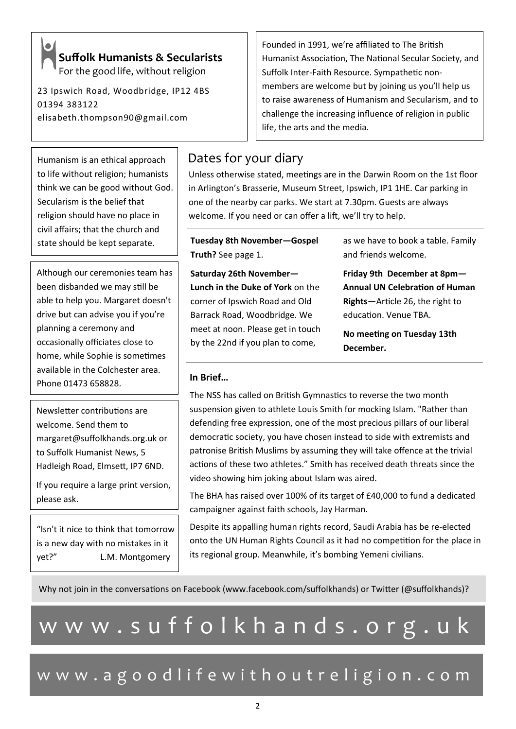## Suffolk Humanists & Secularists

For the good life, without religion

23 Ipswich Road, Woodbridge, IP12 4BS
01394 383122
elisabeth.thompson90@gmail.com

Founded in 1991, we're affiliated to The British Humanist Association, The National Secular Society, and Suffolk Inter-Faith Resource. Sympathetic non-members are welcome but by joining us you'll help us to raise awareness of Humanism and Secularism, and to challenge the increasing influence of religion in public life, the arts and the media.

Humanism is an ethical approach to life without religion; humanists think we can be good without God. Secularism is the belief that religion should have no place in civil affairs; that the church and state should be kept separate.

Although our ceremonies team has been disbanded we may still be able to help you. Margaret doesn't drive but can advise you if you're planning a ceremony and occasionally officiates close to home, while Sophie is sometimes available in the Colchester area. Phone 01473 658828.

Newsletter contributions are welcome. Send them to margaret@suffolkhands.org.uk or to Suffolk Humanist News, 5 Hadleigh Road, Elmsett, IP7 6ND.

If you require a large print version, please ask.

"Isn't it nice to think that tomorrow is a new day with no mistakes in it yet?" L.M. Montgomery

## Dates for your diary

Unless otherwise stated, meetings are in the Darwin Room on the 1st floor in Arlington's Brasserie, Museum Street, Ipswich, IP1 1HE. Car parking in one of the nearby car parks. We start at 7.30pm. Guests are always welcome. If you need or can offer a lift, we'll try to help.

**Tuesday 8th November—Gospel Truth?** See page 1.

**Saturday 26th November—Lunch in the Duke of York** on the corner of Ipswich Road and Old Barrack Road, Woodbridge. We meet at noon. Please get in touch by the 22nd if you plan to come, as we have to book a table. Family and friends welcome.

**Friday 9th December at 8pm—Annual UN Celebration of Human Rights**—Article 26, the right to education. Venue TBA.

**No meeting on Tuesday 13th December.**

### In Brief…

The NSS has called on British Gymnastics to reverse the two month suspension given to athlete Louis Smith for mocking Islam. "Rather than defending free expression, one of the most precious pillars of our liberal democratic society, you have chosen instead to side with extremists and patronise British Muslims by assuming they will take offence at the trivial actions of these two athletes." Smith has received death threats since the video showing him joking about Islam was aired.

The BHA has raised over 100% of its target of £40,000 to fund a dedicated campaigner against faith schools, Jay Harman.

Despite its appalling human rights record, Saudi Arabia has be re-elected onto the UN Human Rights Council as it had no competition for the place in its regional group. Meanwhile, it's bombing Yemeni civilians.

Why not join in the conversations on Facebook (www.facebook.com/suffolkhands) or Twitter (@suffolkhands)?

www.suffolkhands.org.uk

www.agoodlifewithoutreligion.com